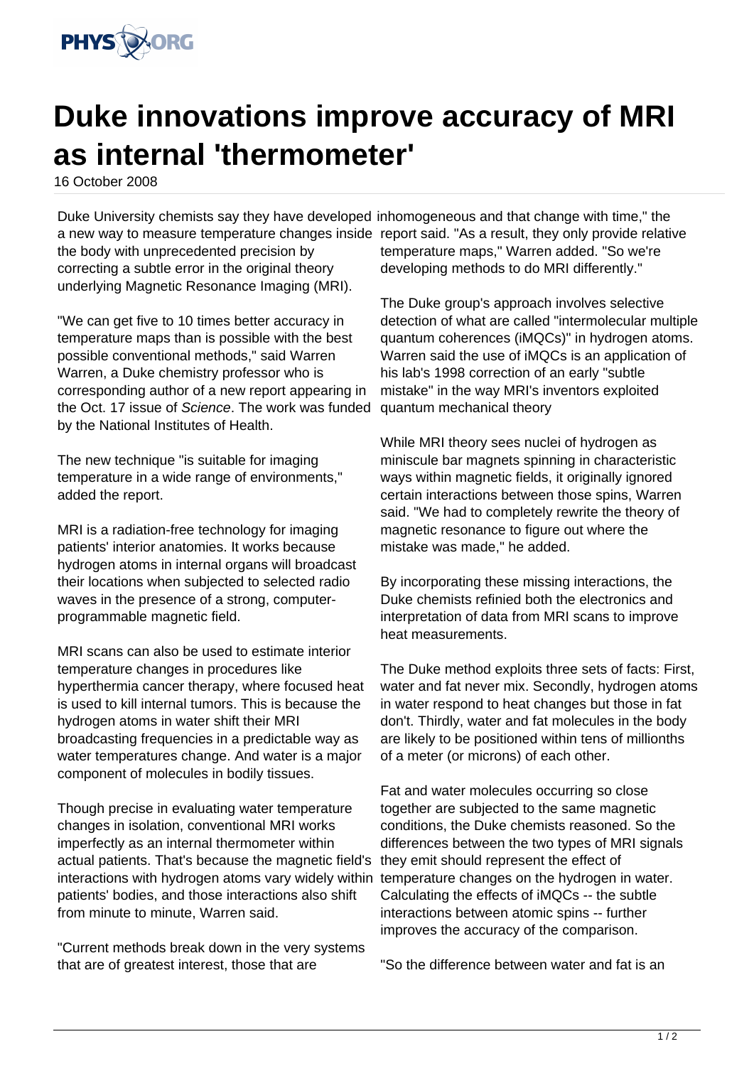# Duke innovations improve accuracy of MRI as internal 'thermometer'

16 October 2008

Duke University chemists say they have developed a new way to measure temperature changes inside the body with unprecedented precision by correcting a subtle error in the original theory underlying Magnetic Resonance Imaging (MRI).

"We can get five to 10 times better accuracy in temperature maps than is possible with the best possible conventional methods," said Warren Warren, a Duke chemistry professor who is corresponding author of a new report appearing in the Oct. 17 issue of *Science*. The work was funded by the National Institutes of Health.

The new technique "is suitable for imaging temperature in a wide range of environments," added the report.

MRI is a radiation-free technology for imaging patients' interior anatomies. It works because hydrogen atoms in internal organs will broadcast their locations when subjected to selected radio waves in the presence of a strong, computer-programmable magnetic field.

MRI scans can also be used to estimate interior temperature changes in procedures like hyperthermia cancer therapy, where focused heat is used to kill internal tumors. This is because the hydrogen atoms in water shift their MRI broadcasting frequencies in a predictable way as water temperatures change. And water is a major component of molecules in bodily tissues.

Though precise in evaluating water temperature changes in isolation, conventional MRI works imperfectly as an internal thermometer within actual patients. That's because the magnetic field's interactions with hydrogen atoms vary widely within patients' bodies, and those interactions also shift from minute to minute, Warren said.

"Current methods break down in the very systems that are of greatest interest, those that are inhomogeneous and that change with time," the report said. "As a result, they only provide relative temperature maps," Warren added. "So we're developing methods to do MRI differently."

The Duke group's approach involves selective detection of what are called "intermolecular multiple quantum coherences (iMQCs)" in hydrogen atoms. Warren said the use of iMQCs is an application of his lab's 1998 correction of an early "subtle mistake" in the way MRI's inventors exploited quantum mechanical theory

While MRI theory sees nuclei of hydrogen as miniscule bar magnets spinning in characteristic ways within magnetic fields, it originally ignored certain interactions between those spins, Warren said. "We had to completely rewrite the theory of magnetic resonance to figure out where the mistake was made," he added.

By incorporating these missing interactions, the Duke chemists refinied both the electronics and interpretation of data from MRI scans to improve heat measurements.

The Duke method exploits three sets of facts: First, water and fat never mix. Secondly, hydrogen atoms in water respond to heat changes but those in fat don't. Thirdly, water and fat molecules in the body are likely to be positioned within tens of millionths of a meter (or microns) of each other.

Fat and water molecules occurring so close together are subjected to the same magnetic conditions, the Duke chemists reasoned. So the differences between the two types of MRI signals they emit should represent the effect of temperature changes on the hydrogen in water. Calculating the effects of iMQCs -- the subtle interactions between atomic spins -- further improves the accuracy of the comparison.

"So the difference between water and fat is an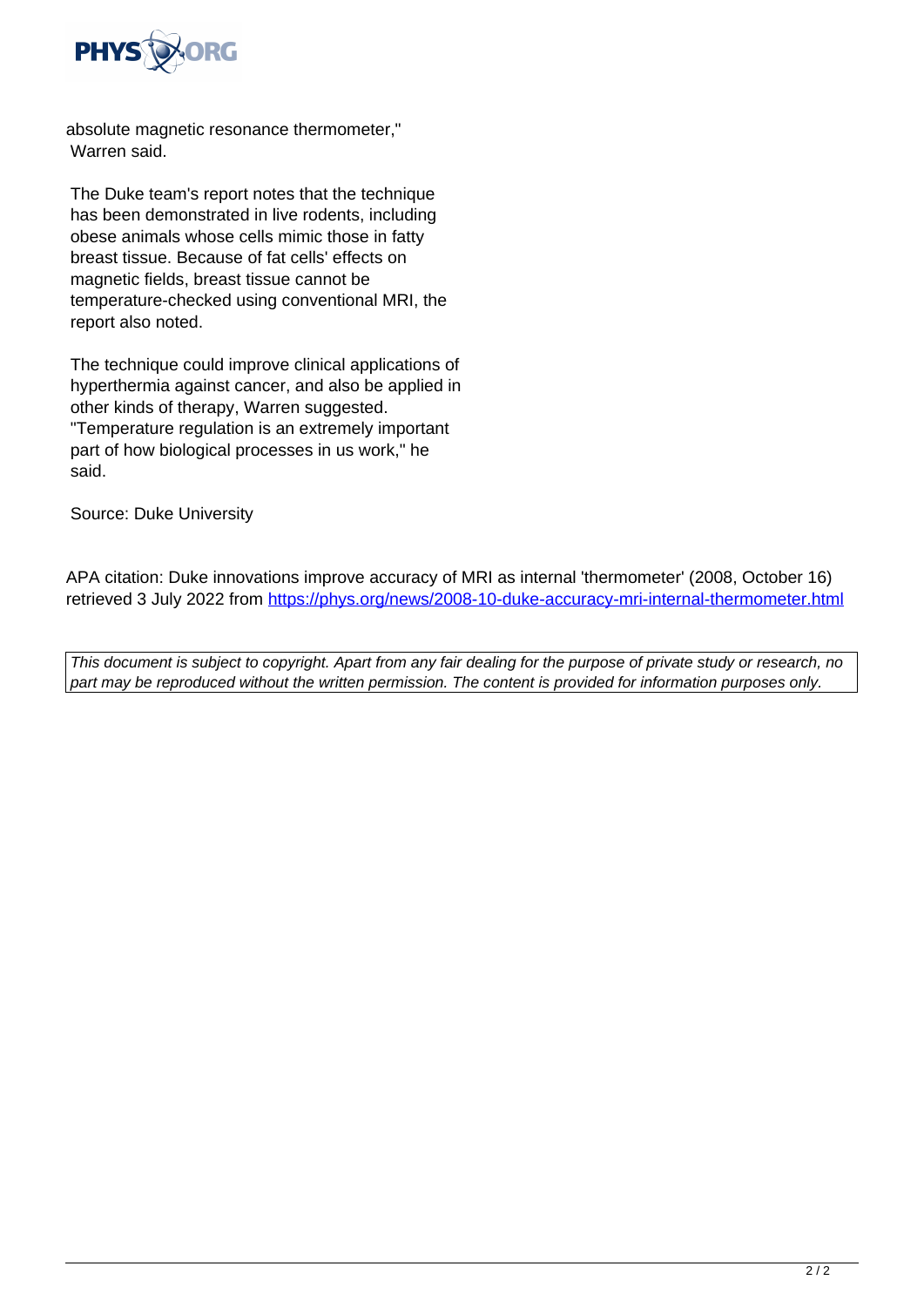absolute magnetic resonance thermometer," Warren said.

The Duke team's report notes that the technique has been demonstrated in live rodents, including obese animals whose cells mimic those in fatty breast tissue. Because of fat cells' effects on magnetic fields, breast tissue cannot be temperature-checked using conventional MRI, the report also noted.

The technique could improve clinical applications of hyperthermia against cancer, and also be applied in other kinds of therapy, Warren suggested. "Temperature regulation is an extremely important part of how biological processes in us work," he said.

Source: Duke University

APA citation: Duke innovations improve accuracy of MRI as internal 'thermometer' (2008, October 16) retrieved 3 July 2022 from https://phys.org/news/2008-10-duke-accuracy-mri-internal-thermometer.html

*This document is subject to copyright. Apart from any fair dealing for the purpose of private study or research, no part may be reproduced without the written permission. The content is provided for information purposes only.*